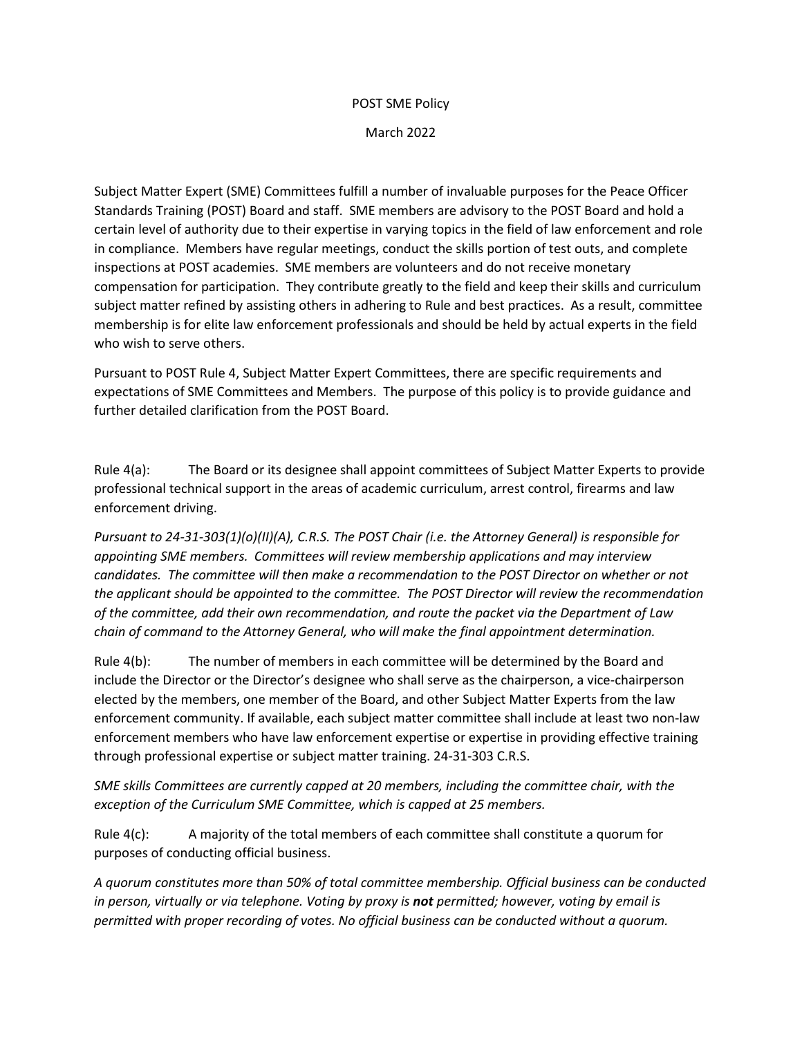# POST SME Policy

March 2022

Subject Matter Expert (SME) Committees fulfill a number of invaluable purposes for the Peace Officer Standards Training (POST) Board and staff. SME members are advisory to the POST Board and hold a certain level of authority due to their expertise in varying topics in the field of law enforcement and role in compliance. Members have regular meetings, conduct the skills portion of test outs, and complete inspections at POST academies. SME members are volunteers and do not receive monetary compensation for participation. They contribute greatly to the field and keep their skills and curriculum subject matter refined by assisting others in adhering to Rule and best practices. As a result, committee membership is for elite law enforcement professionals and should be held by actual experts in the field who wish to serve others.

Pursuant to POST Rule 4, Subject Matter Expert Committees, there are specific requirements and expectations of SME Committees and Members. The purpose of this policy is to provide guidance and further detailed clarification from the POST Board.

Rule 4(a): The Board or its designee shall appoint committees of Subject Matter Experts to provide professional technical support in the areas of academic curriculum, arrest control, firearms and law enforcement driving.

*Pursuant to 24-31-303(1)(o)(II)(A), C.R.S. The POST Chair (i.e. the Attorney General) is responsible for appointing SME members. Committees will review membership applications and may interview candidates. The committee will then make a recommendation to the POST Director on whether or not the applicant should be appointed to the committee. The POST Director will review the recommendation of the committee, add their own recommendation, and route the packet via the Department of Law chain of command to the Attorney General, who will make the final appointment determination.*

Rule 4(b): The number of members in each committee will be determined by the Board and include the Director or the Director's designee who shall serve as the chairperson, a vice-chairperson elected by the members, one member of the Board, and other Subject Matter Experts from the law enforcement community. If available, each subject matter committee shall include at least two non-law enforcement members who have law enforcement expertise or expertise in providing effective training through professional expertise or subject matter training. 24-31-303 C.R.S.

*SME skills Committees are currently capped at 20 members, including the committee chair, with the exception of the Curriculum SME Committee, which is capped at 25 members.*

Rule 4(c): A majority of the total members of each committee shall constitute a quorum for purposes of conducting official business.

*A quorum constitutes more than 50% of total committee membership. Official business can be conducted in person, virtually or via telephone. Voting by proxy is **not** permitted; however, voting by email is permitted with proper recording of votes. No official business can be conducted without a quorum.*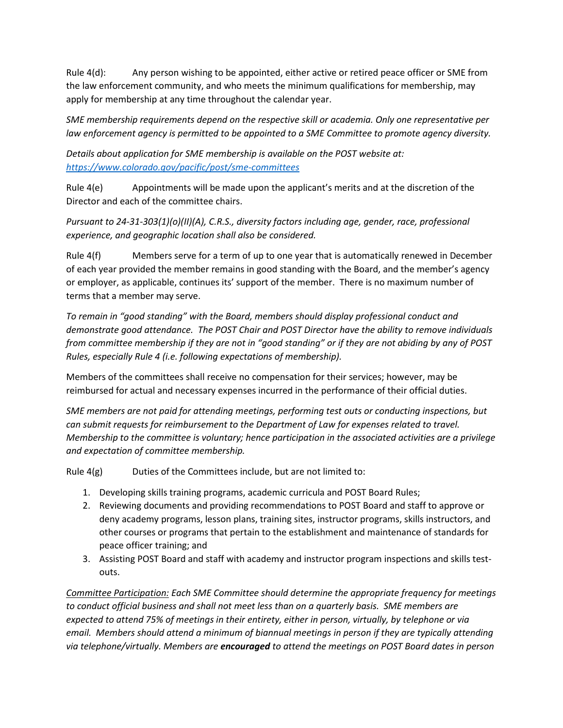Rule 4(d): Any person wishing to be appointed, either active or retired peace officer or SME from the law enforcement community, and who meets the minimum qualifications for membership, may apply for membership at any time throughout the calendar year.

*SME membership requirements depend on the respective skill or academia. Only one representative per law enforcement agency is permitted to be appointed to a SME Committee to promote agency diversity.*

*Details about application for SME membership is available on the POST website at: [https://www.colorado.gov/pacific/post/sme-committees](https://www.colorado.gov/pacific/post/sme-committees)*

Rule 4(e) Appointments will be made upon the applicant's merits and at the discretion of the Director and each of the committee chairs.

*Pursuant to 24-31-303(1)(o)(II)(A), C.R.S., diversity factors including age, gender, race, professional experience, and geographic location shall also be considered.*

Rule 4(f) Members serve for a term of up to one year that is automatically renewed in December of each year provided the member remains in good standing with the Board, and the member's agency or employer, as applicable, continues its' support of the member. There is no maximum number of terms that a member may serve.

*To remain in "good standing" with the Board, members should display professional conduct and demonstrate good attendance. The POST Chair and POST Director have the ability to remove individuals from committee membership if they are not in "good standing" or if they are not abiding by any of POST Rules, especially Rule 4 (i.e. following expectations of membership).*

Members of the committees shall receive no compensation for their services; however, may be reimbursed for actual and necessary expenses incurred in the performance of their official duties.

*SME members are not paid for attending meetings, performing test outs or conducting inspections, but can submit requests for reimbursement to the Department of Law for expenses related to travel. Membership to the committee is voluntary; hence participation in the associated activities are a privilege and expectation of committee membership.*

Rule 4(g) Duties of the Committees include, but are not limited to:

1. Developing skills training programs, academic curricula and POST Board Rules;
2. Reviewing documents and providing recommendations to POST Board and staff to approve or deny academy programs, lesson plans, training sites, instructor programs, skills instructors, and other courses or programs that pertain to the establishment and maintenance of standards for peace officer training; and
3. Assisting POST Board and staff with academy and instructor program inspections and skills test-outs.

*<u>Committee Participation:</u> Each SME Committee should determine the appropriate frequency for meetings to conduct official business and shall not meet less than on a quarterly basis. SME members are expected to attend 75% of meetings in their entirety, either in person, virtually, by telephone or via email. Members should attend a minimum of biannual meetings in person if they are typically attending via telephone/virtually. Members are **encouraged** to attend the meetings on POST Board dates in person*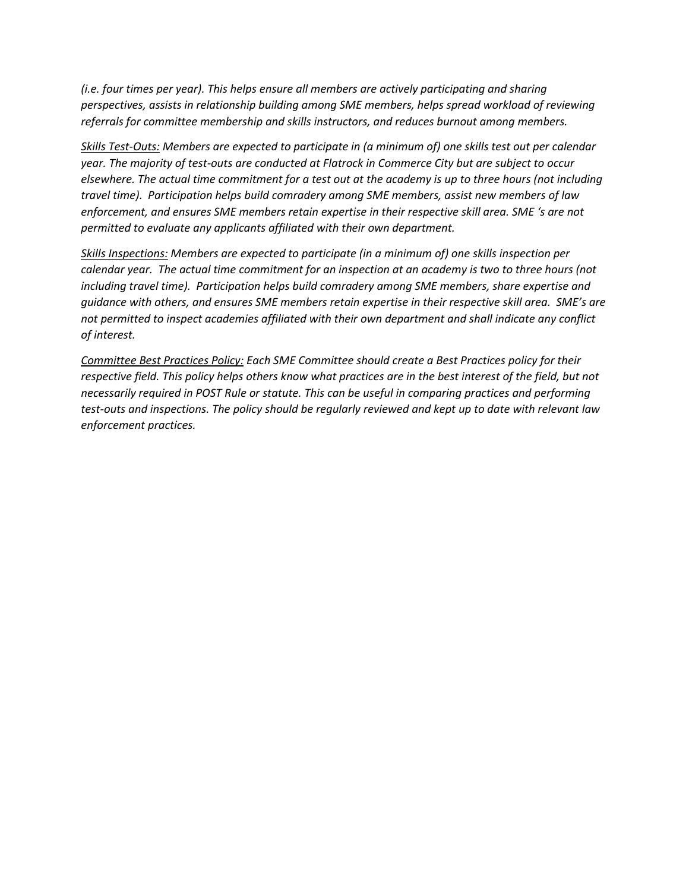*(i.e. four times per year). This helps ensure all members are actively participating and sharing perspectives, assists in relationship building among SME members, helps spread workload of reviewing referrals for committee membership and skills instructors, and reduces burnout among members.*

*<u>Skills Test-Outs:</u> Members are expected to participate in (a minimum of) one skills test out per calendar year. The majority of test-outs are conducted at Flatrock in Commerce City but are subject to occur elsewhere. The actual time commitment for a test out at the academy is up to three hours (not including travel time). Participation helps build comradery among SME members, assist new members of law enforcement, and ensures SME members retain expertise in their respective skill area. SME 's are not permitted to evaluate any applicants affiliated with their own department.*

*<u>Skills Inspections:</u> Members are expected to participate (in a minimum of) one skills inspection per calendar year. The actual time commitment for an inspection at an academy is two to three hours (not including travel time). Participation helps build comradery among SME members, share expertise and guidance with others, and ensures SME members retain expertise in their respective skill area. SME's are not permitted to inspect academies affiliated with their own department and shall indicate any conflict of interest.*

*<u>Committee Best Practices Policy:</u> Each SME Committee should create a Best Practices policy for their respective field. This policy helps others know what practices are in the best interest of the field, but not necessarily required in POST Rule or statute. This can be useful in comparing practices and performing test-outs and inspections. The policy should be regularly reviewed and kept up to date with relevant law enforcement practices.*